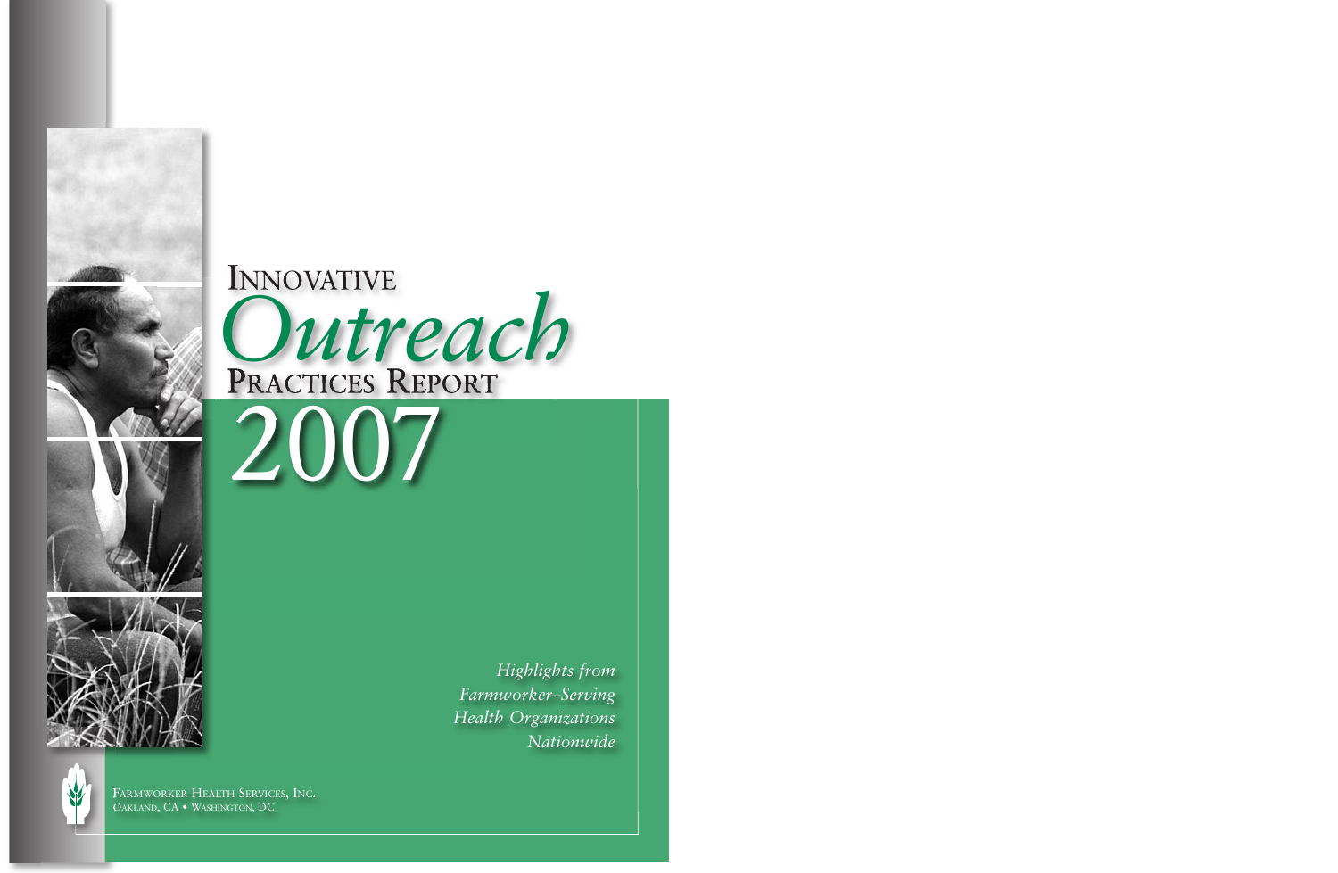# Innovative *Outreach* Practices Report 2007

*Highlights from Farmworker–Serving Health Organizations Nationwide*

Farmworker Health Services, Inc.
Oakland, CA • Washington, DC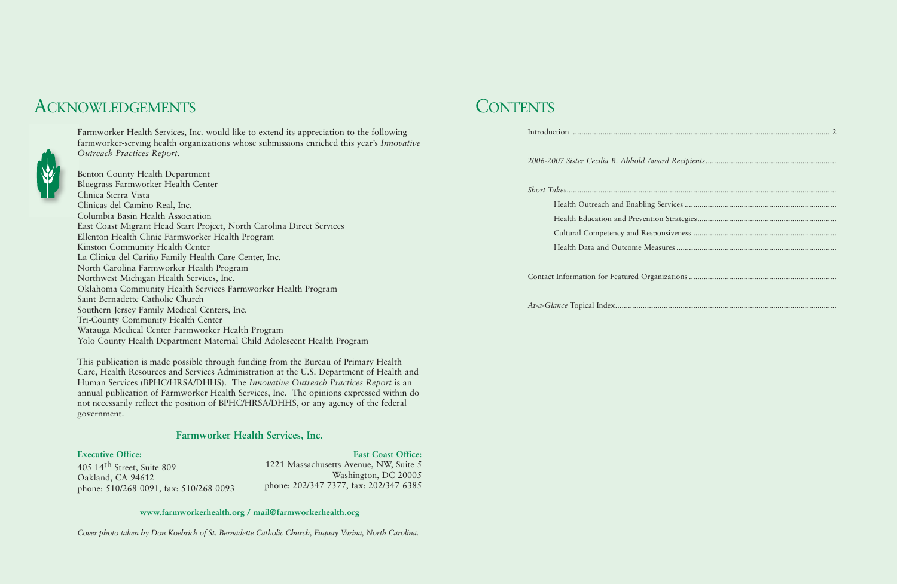# Acknowledgements

Farmworker Health Services, Inc. would like to extend its appreciation to the following farmworker-serving health organizations whose submissions enriched this year's *Innovative Outreach Practices Report*.

Benton County Health Department
Bluegrass Farmworker Health Center
Clinica Sierra Vista
Clinicas del Camino Real, Inc.
Columbia Basin Health Association
East Coast Migrant Head Start Project, North Carolina Direct Services
Ellenton Health Clinic Farmworker Health Program
Kinston Community Health Center
La Clinica del Cariño Family Health Care Center, Inc.
North Carolina Farmworker Health Program
Northwest Michigan Health Services, Inc.
Oklahoma Community Health Services Farmworker Health Program
Saint Bernadette Catholic Church
Southern Jersey Family Medical Centers, Inc.
Tri-County Community Health Center
Watauga Medical Center Farmworker Health Program
Yolo County Health Department Maternal Child Adolescent Health Program

This publication is made possible through funding from the Bureau of Primary Health Care, Health Resources and Services Administration at the U.S. Department of Health and Human Services (BPHC/HRSA/DHHS). The *Innovative Outreach Practices Report* is an annual publication of Farmworker Health Services, Inc. The opinions expressed within do not necessarily reflect the position of BPHC/HRSA/DHHS, or any agency of the federal government.

**Farmworker Health Services, Inc.**

**Executive Office:**
405 14th Street, Suite 809
Oakland, CA 94612
phone: 510/268-0091, fax: 510/268-0093

**East Coast Office:**
1221 Massachusetts Avenue, NW, Suite 5
Washington, DC 20005
phone: 202/347-7377, fax: 202/347-6385

**www.farmworkerhealth.org / mail@farmworkerhealth.org**

*Cover photo taken by Don Koebrich of St. Bernadette Catholic Church, Fuquay Varina, North Carolina.*

# Contents

Introduction ........ 2

*2006-2007 Sister Cecilia B. Abhold Award Recipients* ........

*Short Takes* ........

- Health Outreach and Enabling Services ........
- Health Education and Prevention Strategies ........
- Cultural Competency and Responsiveness ........
- Health Data and Outcome Measures ........

Contact Information for Featured Organizations ........

*At-a-Glance* Topical Index ........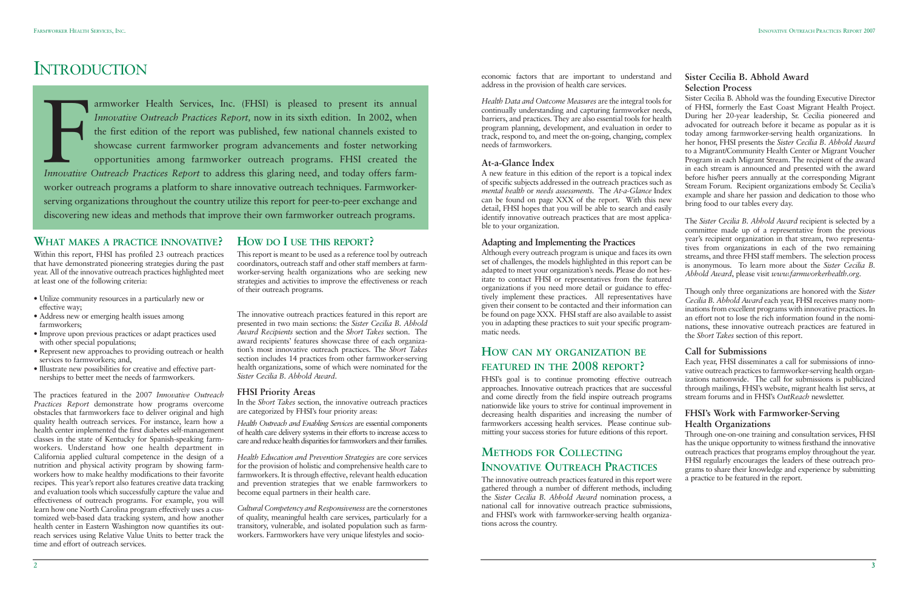# Introduction

Farmworker Health Services, Inc. (FHSI) is pleased to present its annual *Innovative Outreach Practices Report*, now in its sixth edition. In 2002, when the first edition of the report was published, few national channels existed to showcase current farmworker program advancements and foster networking opportunities among farmworker outreach programs. FHSI created the *Innovative Outreach Practices Report* to address this glaring need, and today offers farmworker outreach programs a platform to share innovative outreach techniques. Farmworker-serving organizations throughout the country utilize this report for peer-to-peer exchange and discovering new ideas and methods that improve their own farmworker outreach programs.

## What makes a practice innovative?

Within this report, FHSI has profiled 23 outreach practices that have demonstrated pioneering strategies during the past year. All of the innovative outreach practices highlighted meet at least one of the following criteria:

- Utilize community resources in a particularly new or effective way;
- Address new or emerging health issues among farmworkers;
- Improve upon previous practices or adapt practices used with other special populations;
- Represent new approaches to providing outreach or health services to farmworkers; and,
- Illustrate new possibilities for creative and effective partnerships to better meet the needs of farmworkers.

The practices featured in the 2007 *Innovative Outreach Practices Report* demonstrate how programs overcome obstacles that farmworkers face to deliver original and high quality health outreach services. For instance, learn how a health center implemented the first diabetes self-management classes in the state of Kentucky for Spanish-speaking farmworkers. Understand how one health department in California applied cultural competence in the design of a nutrition and physical activity program by showing farmworkers how to make healthy modifications to their favorite recipes. This year's report also features creative data tracking and evaluation tools which successfully capture the value and effectiveness of outreach programs. For example, you will learn how one North Carolina program effectively uses a customized web-based data tracking system, and how another health center in Eastern Washington now quantifies its outreach services using Relative Value Units to better track the time and effort of outreach services.

## How do I use this report?

This report is meant to be used as a reference tool by outreach coordinators, outreach staff and other staff members at farmworker-serving health organizations who are seeking new strategies and activities to improve the effectiveness or reach of their outreach programs.

The innovative outreach practices featured in this report are presented in two main sections: the *Sister Cecilia B. Abhold Award Recipients* section and the *Short Takes* section. The award recipients' features showcase three of each organization's most innovative outreach practices. The *Short Takes* section includes 14 practices from other farmworker-serving health organizations, some of which were nominated for the *Sister Cecilia B. Abhold Award*.

### FHSI Priority Areas

In the *Short Takes* section, the innovative outreach practices are categorized by FHSI's four priority areas:

*Health Outreach and Enabling Services* are essential components of health care delivery systems in their efforts to increase access to care and reduce health disparities for farmworkers and their families.

*Health Education and Prevention Strategies* are core services for the provision of holistic and comprehensive health care to farmworkers. It is through effective, relevant health education and prevention strategies that we enable farmworkers to become equal partners in their health care.

*Cultural Competency and Responsiveness* are the cornerstones of quality, meaningful health care services, particularly for a transitory, vulnerable, and isolated population such as farmworkers. Farmworkers have very unique lifestyles and socio-economic factors that are important to understand and address in the provision of health care services.

*Health Data and Outcome Measures* are the integral tools for continually understanding and capturing farmworker needs, barriers, and practices. They are also essential tools for health program planning, development, and evaluation in order to track, respond to, and meet the on-going, changing, complex needs of farmworkers.

### At-a-Glance Index

A new feature in this edition of the report is a topical index of specific subjects addressed in the outreach practices such as *mental health* or *needs assessments*. The *At-a-Glance* Index can be found on page XXX of the report. With this new detail, FHSI hopes that you will be able to search and easily identify innovative outreach practices that are most applicable to your organization.

### Adapting and Implementing the Practices

Although every outreach program is unique and faces its own set of challenges, the models highlighted in this report can be adapted to meet your organization's needs. Please do not hesitate to contact FHSI or representatives from the featured organizations if you need more detail or guidance to effectively implement these practices. All representatives have given their consent to be contacted and their information can be found on page XXX. FHSI staff are also available to assist you in adapting these practices to suit your specific programmatic needs.

## How can my organization be featured in the 2008 report?

FHSI's goal is to continue promoting effective outreach approaches. Innovative outreach practices that are successful and come directly from the field inspire outreach programs nationwide like yours to strive for continual improvement in decreasing health disparities and increasing the number of farmworkers accessing health services. Please continue submitting your success stories for future editions of this report.

## Methods for Collecting Innovative Outreach Practices

The innovative outreach practices featured in this report were gathered through a number of different methods, including the *Sister Cecilia B. Abhold Award* nomination process, a national call for innovative outreach practice submissions, and FHSI's work with farmworker-serving health organizations across the country.

### Sister Cecilia B. Abhold Award Selection Process

Sister Cecilia B. Abhold was the founding Executive Director of FHSI, formerly the East Coast Migrant Health Project. During her 20-year leadership, Sr. Cecilia pioneered and advocated for outreach before it became as popular as it is today among farmworker-serving health organizations. In her honor, FHSI presents the *Sister Cecilia B. Abhold Award* to a Migrant/Community Health Center or Migrant Voucher Program in each Migrant Stream. The recipient of the award in each stream is announced and presented with the award before his/her peers annually at the corresponding Migrant Stream Forum. Recipient organizations embody Sr. Cecilia's example and share her passion and dedication to those who bring food to our tables every day.

The *Sister Cecilia B. Abhold Award* recipient is selected by a committee made up of a representative from the previous year's recipient organization in that stream, two representatives from organizations in each of the two remaining streams, and three FHSI staff members. The selection process is anonymous. To learn more about the *Sister Cecilia B. Abhold Award*, please visit *www.farmworkerhealth.org*.

Though only three organizations are honored with the *Sister Cecilia B. Abhold Award* each year, FHSI receives many nominations from excellent programs with innovative practices. In an effort not to lose the rich information found in the nominations, these innovative outreach practices are featured in the *Short Takes* section of this report.

### Call for Submissions

Each year, FHSI disseminates a call for submissions of innovative outreach practices to farmworker-serving health organizations nationwide. The call for submissions is publicized through mailings, FHSI's website, migrant health list servs, at stream forums and in FHSI's *OutReach* newsletter.

### FHSI's Work with Farmworker-Serving Health Organizations

Through one-on-one training and consultation services, FHSI has the unique opportunity to witness firsthand the innovative outreach practices that programs employ throughout the year. FHSI regularly encourages the leaders of these outreach programs to share their knowledge and experience by submitting a practice to be featured in the report.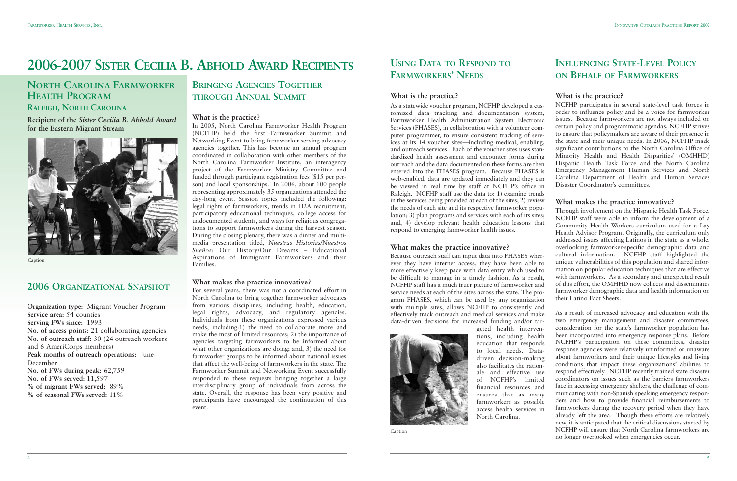# 2006-2007 Sister Cecilia B. Abhold Award Recipients

## North Carolina Farmworker Health Program

### Raleigh, North Carolina

**Recipient of the *Sister Cecilia B. Abhold Award* for the Eastern Migrant Stream**

Caption

## 2006 Organizational Snapshot

**Organization type:** Migrant Voucher Program
**Service area:** 54 counties
**Serving FWs since:** 1993
**No. of access points:** 21 collaborating agencies
**No. of outreach staff:** 30 (24 outreach workers and 6 AmeriCorps members)
**Peak months of outreach operations:** June-December
**No. of FWs during peak:** 62,759
**No. of FWs served:** 11,597
**% of migrant FWs served:** 89%
**% of seasonal FWs served:** 11%

## Bringing Agencies Together through Annual Summit

### What is the practice?

In 2005, North Carolina Farmworker Health Program (NCFHP) held the first Farmworker Summit and Networking Event to bring farmworker-serving advocacy agencies together. This has become an annual program coordinated in collaboration with other members of the North Carolina Farmworker Institute, an interagency project of the Farmworker Ministry Committee and funded through participant registration fees ($15 per person) and local sponsorships. In 2006, about 100 people representing approximately 35 organizations attended the day-long event. Session topics included the following: legal rights of farmworkers, trends in H2A recruitment, participatory educational techniques, college access for undocumented students, and ways for religious congregations to support farmworkers during the harvest season. During the closing plenary, there was a dinner and multimedia presentation titled, *Nuestras Historias/Nuestros Sueños*: Our History/Our Dreams – Educational Aspirations of Immigrant Farmworkers and their Families.

### What makes the practice innovative?

For several years, there was not a coordinated effort in North Carolina to bring together farmworker advocates from various disciplines, including health, education, legal rights, advocacy, and regulatory agencies. Individuals from these organizations expressed various needs, including:1) the need to collaborate more and make the most of limited resources; 2) the importance of agencies targeting farmworkers to be informed about what other organizations are doing; and, 3) the need for farmworker groups to be informed about national issues that affect the well-being of farmworkers in the state. The Farmworker Summit and Networking Event successfully responded to these requests bringing together a large interdisciplinary group of individuals from across the state. Overall, the response has been very positive and participants have encouraged the continuation of this event.

## Using Data to Respond to Farmworkers' Needs

### What is the practice?

As a statewide voucher program, NCFHP developed a customized data tracking and documentation system, Farmworker Health Administration System Electronic Services (FHASES), in collaboration with a volunteer computer programmer, to ensure consistent tracking of services at its 14 voucher sites—including medical, enabling, and outreach services. Each of the voucher sites uses standardized health assessment and encounter forms during outreach and the data documented on these forms are then entered into the FHASES program. Because FHASES is web-enabled, data are updated immediately and they can be viewed in real time by staff at NCFHP's office in Raleigh. NCFHP staff use the data to: 1) examine trends in the services being provided at each of the sites; 2) review the needs of each site and its respective farmworker population; 3) plan programs and services with each of its sites; and, 4) develop relevant health education lessons that respond to emerging farmworker health issues.

### What makes the practice innovative?

Because outreach staff can input data into FHASES wherever they have internet access, they have been able to more effectively keep pace with data entry which used to be difficult to manage in a timely fashion. As a result, NCFHP staff has a much truer picture of farmworker and service needs at each of the sites across the state. The program FHASES, which can be used by any organization with multiple sites, allows NCFHP to consistently and effectively track outreach and medical services and make data-driven decisions for increased funding and/or targeted health interventions, including health education that responds to local needs. Data-driven decision-making also facilitates the rationale and effective use of NCFHP's limited financial resources and ensures that as many farmworkers as possible access health services in North Carolina.

Caption

## Influencing State-Level Policy on Behalf of Farmworkers

### What is the practice?

NCFHP participates in several state-level task forces in order to influence policy and be a voice for farmworker issues. Because farmworkers are not always included on certain policy and programmatic agendas, NCFHP strives to ensure that policymakers are aware of their presence in the state and their unique needs. In 2006, NCFHP made significant contributions to the North Carolina Office of Minority Health and Health Disparities' (OMHHD) Hispanic Health Task Force and the North Carolina Emergency Management Human Services and North Carolina Department of Health and Human Services Disaster Coordinator's committees.

### What makes the practice innovative?

Through involvement on the Hispanic Health Task Force, NCFHP staff were able to inform the development of a Community Health Workers curriculum used for a Lay Health Advisor Program. Originally, the curriculum only addressed issues affecting Latinos in the state as a whole, overlooking farmworker-specific demographic data and cultural information. NCFHP staff highlighted the unique vulnerabilities of this population and shared information on popular education techniques that are effective with farmworkers. As a secondary and unexpected result of this effort, the OMHHD now collects and disseminates farmworker demographic data and health information on their Latino Fact Sheets.

As a result of increased advocacy and education with the two emergency management and disaster committees, consideration for the state's farmworker population has been incorporated into emergency response plans. Before NCFHP's participation on these committees, disaster response agencies were relatively uninformed or unaware about farmworkers and their unique lifestyles and living conditions that impact these organizations' abilities to respond effectively. NCFHP recently trained state disaster coordinators on issues such as the barriers farmworkers face in accessing emergency shelters, the challenge of communicating with non-Spanish speaking emergency responders and how to provide financial reimbursements to farmworkers during the recovery period when they have already left the area. Though these efforts are relatively new, it is anticipated that the critical discussions started by NCFHP will ensure that North Carolina farmworkers are no longer overlooked when emergencies occur.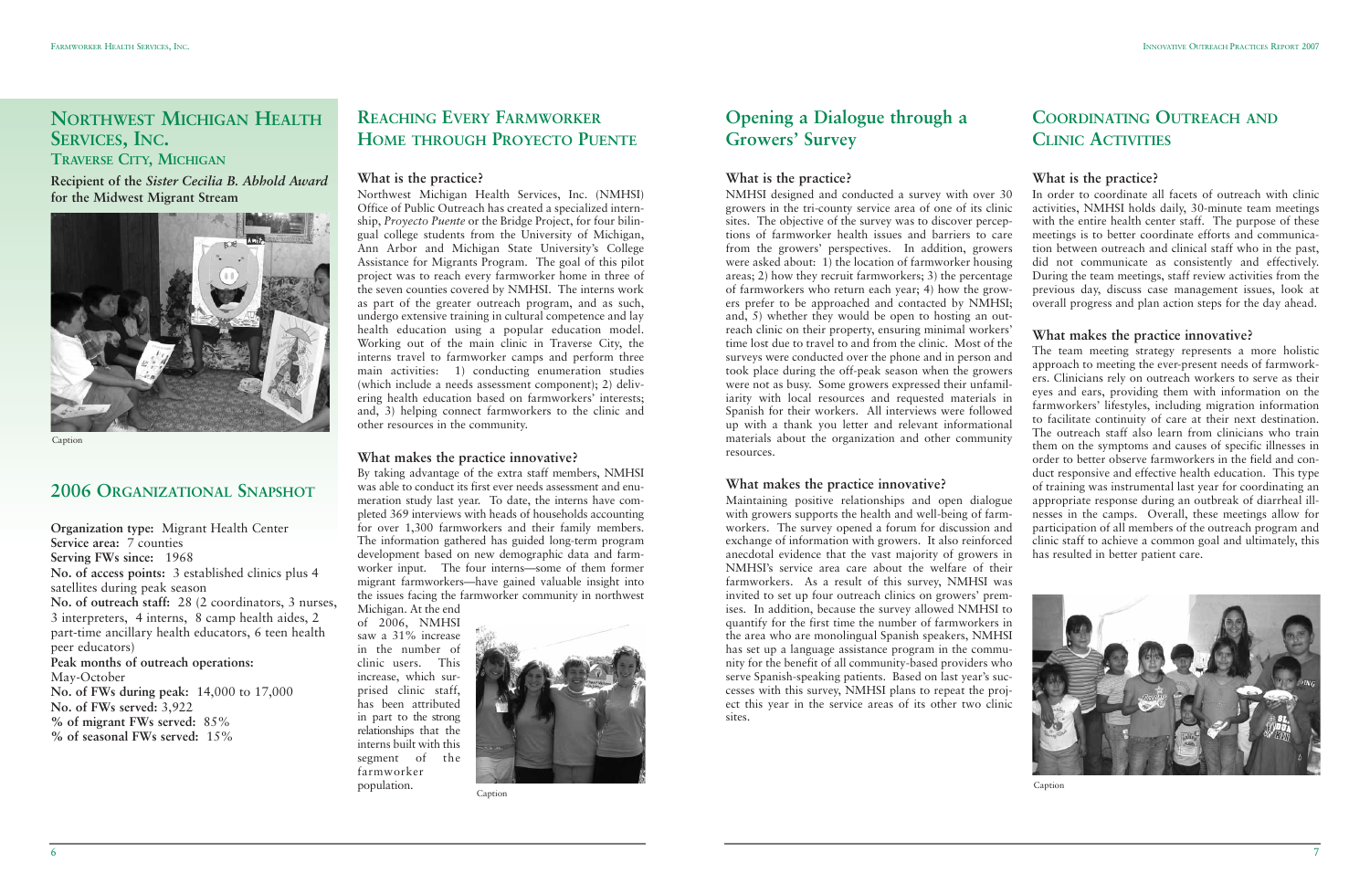# Northwest Michigan Health Services, Inc.

## Traverse City, Michigan

**Recipient of the *Sister Cecilia B. Abhold Award* for the Midwest Migrant Stream**

Caption

## 2006 Organizational Snapshot

**Organization type:** Migrant Health Center
**Service area:** 7 counties
**Serving FWs since:** 1968
**No. of access points:** 3 established clinics plus 4 satellites during peak season
**No. of outreach staff:** 28 (2 coordinators, 3 nurses, 3 interpreters, 4 interns, 8 camp health aides, 2 part-time ancillary health educators, 6 teen health peer educators)
**Peak months of outreach operations:** May-October
**No. of FWs during peak:** 14,000 to 17,000
**No. of FWs served:** 3,922
**% of migrant FWs served:** 85%
**% of seasonal FWs served:** 15%

## Reaching Every Farmworker Home through Proyecto Puente

### What is the practice?

Northwest Michigan Health Services, Inc. (NMHSI) Office of Public Outreach has created a specialized internship, *Proyecto Puente* or the Bridge Project, for four bilingual college students from the University of Michigan, Ann Arbor and Michigan State University's College Assistance for Migrants Program. The goal of this pilot project was to reach every farmworker home in three of the seven counties covered by NMHSI. The interns work as part of the greater outreach program, and as such, undergo extensive training in cultural competence and lay health education using a popular education model. Working out of the main clinic in Traverse City, the interns travel to farmworker camps and perform three main activities: 1) conducting enumeration studies (which include a needs assessment component); 2) delivering health education based on farmworkers' interests; and, 3) helping connect farmworkers to the clinic and other resources in the community.

### What makes the practice innovative?

By taking advantage of the extra staff members, NMHSI was able to conduct its first ever needs assessment and enumeration study last year. To date, the interns have completed 369 interviews with heads of households accounting for over 1,300 farmworkers and their family members. The information gathered has guided long-term program development based on new demographic data and farmworker input. The four interns—some of them former migrant farmworkers—have gained valuable insight into the issues facing the farmworker community in northwest Michigan. At the end of 2006, NMHSI saw a 31% increase in the number of clinic users. This increase, which surprised clinic staff, has been attributed in part to the strong relationships that the interns built with this segment of the farmworker population.

Caption

## Opening a Dialogue through a Growers' Survey

### What is the practice?

NMHSI designed and conducted a survey with over 30 growers in the tri-county service area of one of its clinic sites. The objective of the survey was to discover perceptions of farmworker health issues and barriers to care from the growers' perspectives. In addition, growers were asked about: 1) the location of farmworker housing areas; 2) how they recruit farmworkers; 3) the percentage of farmworkers who return each year; 4) how the growers prefer to be approached and contacted by NMHSI; and, 5) whether they would be open to hosting an outreach clinic on their property, ensuring minimal workers' time lost due to travel to and from the clinic. Most of the surveys were conducted over the phone and in person and took place during the off-peak season when the growers were not as busy. Some growers expressed their unfamiliarity with local resources and requested materials in Spanish for their workers. All interviews were followed up with a thank you letter and relevant informational materials about the organization and other community resources.

### What makes the practice innovative?

Maintaining positive relationships and open dialogue with growers supports the health and well-being of farmworkers. The survey opened a forum for discussion and exchange of information with growers. It also reinforced anecdotal evidence that the vast majority of growers in NMHSI's service area care about the welfare of their farmworkers. As a result of this survey, NMHSI was invited to set up four outreach clinics on growers' premises. In addition, because the survey allowed NMHSI to quantify for the first time the number of farmworkers in the area who are monolingual Spanish speakers, NMHSI has set up a language assistance program in the community for the benefit of all community-based providers who serve Spanish-speaking patients. Based on last year's successes with this survey, NMHSI plans to repeat the project this year in the service areas of its other two clinic sites.

## Coordinating Outreach and Clinic Activities

### What is the practice?

In order to coordinate all facets of outreach with clinic activities, NMHSI holds daily, 30-minute team meetings with the entire health center staff. The purpose of these meetings is to better coordinate efforts and communication between outreach and clinical staff who in the past, did not communicate as consistently and effectively. During the team meetings, staff review activities from the previous day, discuss case management issues, look at overall progress and plan action steps for the day ahead.

### What makes the practice innovative?

The team meeting strategy represents a more holistic approach to meeting the ever-present needs of farmworkers. Clinicians rely on outreach workers to serve as their eyes and ears, providing them with information on the farmworkers' lifestyles, including migration information to facilitate continuity of care at their next destination. The outreach staff also learn from clinicians who train them on the symptoms and causes of specific illnesses in order to better observe farmworkers in the field and conduct responsive and effective health education. This type of training was instrumental last year for coordinating an appropriate response during an outbreak of diarrheal illnesses in the camps. Overall, these meetings allow for participation of all members of the outreach program and clinic staff to achieve a common goal and ultimately, this has resulted in better patient care.

Caption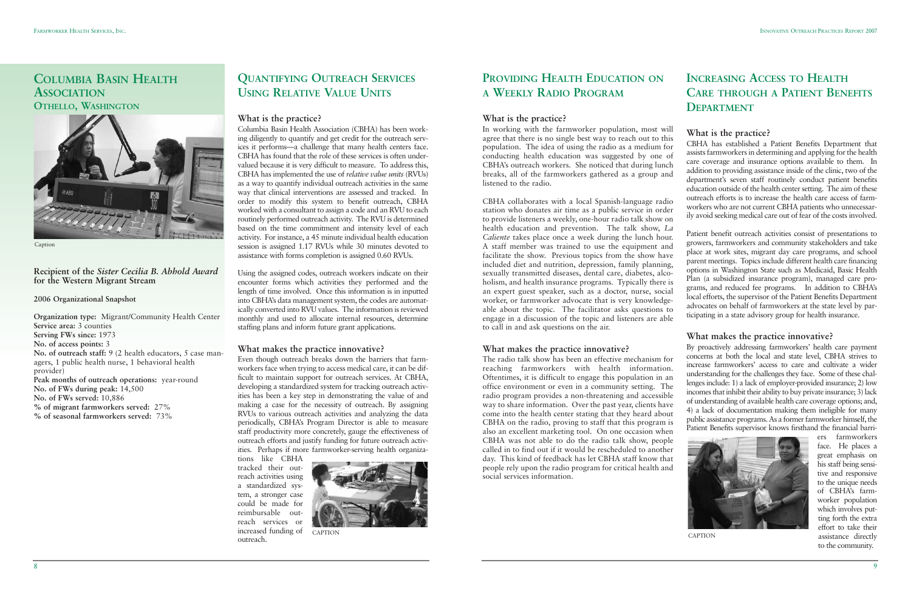# Columbia Basin Health Association

## Othello, Washington

Caption

**Recipient of the *Sister Cecilia B. Abhold Award* for the Western Migrant Stream**

**2006 Organizational Snapshot**

**Organization type:** Migrant/Community Health Center
**Service area:** 3 counties
**Serving FWs since:** 1973
**No. of access points:** 3
**No. of outreach staff:** 9 (2 health educators, 5 case managers, 1 public health nurse, 1 behavioral health provider)
**Peak months of outreach operations:** year-round
**No. of FWs during peak:** 14,500
**No. of FWs served:** 10,886
**% of migrant farmworkers served:** 27%
**% of seasonal farmworkers served:** 73%

## Quantifying Outreach Services Using Relative Value Units

### What is the practice?

Columbia Basin Health Association (CBHA) has been working diligently to quantify and get credit for the outreach services it performs—a challenge that many health centers face. CBHA has found that the role of these services is often undervalued because it is very difficult to measure. To address this, CBHA has implemented the use of *relative value units* (RVUs) as a way to quantify individual outreach activities in the same way that clinical interventions are assessed and tracked. In order to modify this system to benefit outreach, CBHA worked with a consultant to assign a code and an RVU to each routinely performed outreach activity. The RVU is determined based on the time commitment and intensity level of each activity. For instance, a 45 minute individual health education session is assigned 1.17 RVUs while 30 minutes devoted to assistance with forms completion is assigned 0.60 RVUs.

Using the assigned codes, outreach workers indicate on their encounter forms which activities they performed and the length of time involved. Once this information is in inputted into CBHA's data management system, the codes are automatically converted into RVU values. The information is reviewed monthly and used to allocate internal resources, determine staffing plans and inform future grant applications.

### What makes the practice innovative?

Even though outreach breaks down the barriers that farmworkers face when trying to access medical care, it can be difficult to maintain support for outreach services. At CBHA, developing a standardized system for tracking outreach activities has been a key step in demonstrating the value of and making a case for the necessity of outreach. By assigning RVUs to various outreach activities and analyzing the data periodically, CBHA's Program Director is able to measure staff productivity more concretely, gauge the effectiveness of outreach efforts and justify funding for future outreach activities. Perhaps if more farmworker-serving health organizations like CBHA tracked their outreach activities using a standardized system, a stronger case could be made for reimbursable outreach services or increased funding of outreach.

CAPTION

## Providing Health Education on a Weekly Radio Program

### What is the practice?

In working with the farmworker population, most will agree that there is no single best way to reach out to this population. The idea of using the radio as a medium for conducting health education was suggested by one of CBHA's outreach workers. She noticed that during lunch breaks, all of the farmworkers gathered as a group and listened to the radio.

CBHA collaborates with a local Spanish-language radio station who donates air time as a public service in order to provide listeners a weekly, one-hour radio talk show on health education and prevention. The talk show, *La Caliente* takes place once a week during the lunch hour. A staff member was trained to use the equipment and facilitate the show. Previous topics from the show have included diet and nutrition, depression, family planning, sexually transmitted diseases, dental care, diabetes, alcoholism, and health insurance programs. Typically there is an expert guest speaker, such as a doctor, nurse, social worker, or farmworker advocate that is very knowledgeable about the topic. The facilitator asks questions to engage in a discussion of the topic and listeners are able to call in and ask questions on the air.

### What makes the practice innovative?

The radio talk show has been an effective mechanism for reaching farmworkers with health information. Oftentimes, it is difficult to engage this population in an office environment or even in a community setting. The radio program provides a non-threatening and accessible way to share information. Over the past year, clients have come into the health center stating that they heard about CBHA on the radio, proving to staff that this program is also an excellent marketing tool. On one occasion when CBHA was not able to do the radio talk show, people called in to find out if it would be rescheduled to another day. This kind of feedback has let CBHA staff know that people rely upon the radio program for critical health and social services information.

## Increasing Access to Health Care through a Patient Benefits Department

### What is the practice?

CBHA has established a Patient Benefits Department that assists farmworkers in determining and applying for the health care coverage and insurance options available to them. In addition to providing assistance inside of the clinic, two of the department's seven staff routinely conduct patient benefits education outside of the health center setting. The aim of these outreach efforts is to increase the health care access of farmworkers who are not current CBHA patients who unnecessarily avoid seeking medical care out of fear of the costs involved.

Patient benefit outreach activities consist of presentations to growers, farmworkers and community stakeholders and take place at work sites, migrant day care programs, and school parent meetings. Topics include different health care financing options in Washington State such as Medicaid, Basic Health Plan (a subsidized insurance program), managed care programs, and reduced fee programs. In addition to CBHA's local efforts, the supervisor of the Patient Benefits Department advocates on behalf of farmworkers at the state level by participating in a state advisory group for health insurance.

### What makes the practice innovative?

By proactively addressing farmworkers' health care payment concerns at both the local and state level, CBHA strives to increase farmworkers' access to care and cultivate a wider understanding for the challenges they face. Some of these challenges include: 1) a lack of employer-provided insurance; 2) low incomes that inhibit their ability to buy private insurance; 3) lack of understanding of available health care coverage options; and, 4) a lack of documentation making them ineligible for many public assistance programs. As a former farmworker himself, the Patient Benefits supervisor knows firsthand the financial barriers farmworkers face. He places a great emphasis on his staff being sensitive and responsive to the unique needs of CBHA's farmworker population which involves putting forth the extra effort to take their assistance directly to the community.

CAPTION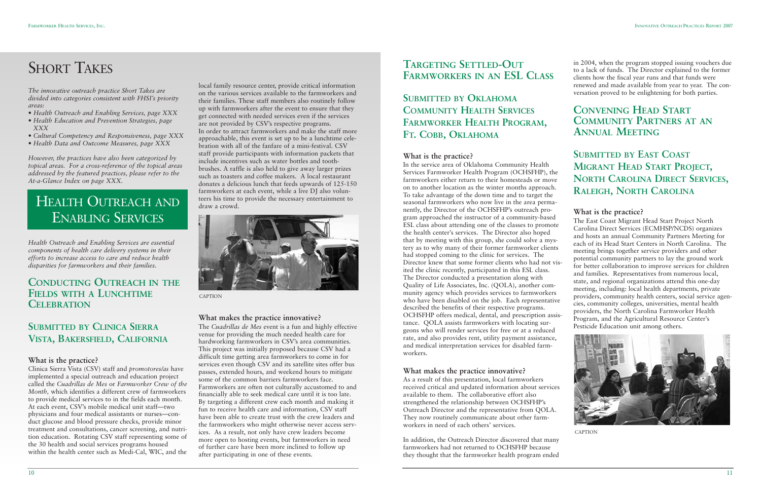# Short Takes

*The innovative outreach practice Short Takes are divided into categories consistent with FHSI's priority areas:*

- *Health Outreach and Enabling Services, page XXX*
- *Health Education and Prevention Strategies, page XXX*
- *Cultural Competency and Responsiveness, page XXX*
- *Health Data and Outcome Measures, page XXX*

*However, the practices have also been categorized by topical areas. For a cross-reference of the topical areas addressed by the featured practices, please refer to the At-a-Glance Index on page XXX.*

# Health Outreach and Enabling Services

*Health Outreach and Enabling Services are essential components of health care delivery systems in their efforts to increase access to care and reduce health disparities for farmworkers and their families.*

## Conducting Outreach in the Fields with a Lunchtime Celebration

## Submitted by Clinica Sierra Vista, Bakersfield, California

### What is the practice?

Clinica Sierra Vista (CSV) staff and *promotores/as* have implemented a special outreach and education project called the *Cuadrillas de Mes* or *Farmworker Crew of the Month,* which identifies a different crew of farmworkers to provide medical services to in the fields each month. At each event, CSV's mobile medical unit staff—two physicians and four medical assistants or nurses—conduct glucose and blood pressure checks, provide minor treatment and consultations, cancer screening, and nutrition education. Rotating CSV staff representing some of the 30 health and social services programs housed within the health center such as Medi-Cal, WIC, and the local family resource center, provide critical information on the various services available to the farmworkers and their families. These staff members also routinely follow up with farmworkers after the event to ensure that they get connected with needed services even if the services are not provided by CSV's respective programs.

In order to attract farmworkers and make the staff more approachable, this event is set up to be a lunchtime celebration with all of the fanfare of a mini-festival. CSV staff provide participants with information packets that include incentives such as water bottles and toothbrushes. A raffle is also held to give away larger prizes such as toasters and coffee makers. A local restaurant donates a delicious lunch that feeds upwards of 125-150 farmworkers at each event, while a live DJ also volunteers his time to provide the necessary entertainment to draw a crowd.

CAPTION

### What makes the practice innovative?

The *Cuadrillas de Mes* event is a fun and highly effective venue for providing the much needed health care for hardworking farmworkers in CSV's area communities. This project was initially proposed because CSV had a difficult time getting area farmworkers to come in for services even though CSV and its satellite sites offer bus passes, extended hours, and weekend hours to mitigate some of the common barriers farmworkers face. Farmworkers are often not culturally accustomed to and financially able to seek medical care until it is too late. By targeting a different crew each month and making it fun to receive health care and information, CSV staff have been able to create trust with the crew leaders and the farmworkers who might otherwise never access services. As a result, not only have crew leaders become more open to hosting events, but farmworkers in need of further care have been more inclined to follow up after participating in one of these events.

## Targeting Settled-Out Farmworkers in an ESL Class

## Submitted by Oklahoma Community Health Services Farmworker Health Program, Ft. Cobb, Oklahoma

### What is the practice?

In the service area of Oklahoma Community Health Services Farmworker Health Program (OCHSFHP), the farmworkers either return to their homesteads or move on to another location as the winter months approach. To take advantage of the down time and to target the seasonal farmworkers who now live in the area permanently, the Director of the OCHSFHP's outreach program approached the instructor of a community-based ESL class about attending one of the classes to promote the health center's services. The Director also hoped that by meeting with this group, she could solve a mystery as to why many of their former farmworker clients had stopped coming to the clinic for services. The Director knew that some former clients who had not visited the clinic recently, participated in this ESL class. The Director conducted a presentation along with Quality of Life Associates, Inc. (QOLA), another community agency which provides services to farmworkers who have been disabled on the job. Each representative described the benefits of their respective programs. OCHSFHP offers medical, dental, and prescription assistance. QOLA assists farmworkers with locating surgeons who will render services for free or at a reduced rate, and also provides rent, utility payment assistance, and medical interpretation services for disabled farmworkers.

### What makes the practice innovative?

As a result of this presentation, local farmworkers received critical and updated information about services available to them. The collaborative effort also strengthened the relationship between OCHSFHP's Outreach Director and the representative from QOLA. They now routinely communicate about other farmworkers in need of each others' services.

In addition, the Outreach Director discovered that many farmworkers had not returned to OCHSFHP because they thought that the farmworker health program ended in 2004, when the program stopped issuing vouchers due to a lack of funds. The Director explained to the former clients how the fiscal year runs and that funds were renewed and made available from year to year. The conversation proved to be enlightening for both parties.

## Convening Head Start Community Partners at an Annual Meeting

## Submitted by East Coast Migrant Head Start Project, North Carolina Direct Services, Raleigh, North Carolina

### What is the practice?

The East Coast Migrant Head Start Project North Carolina Direct Services (ECMHSP/NCDS) organizes and hosts an annual Community Partners Meeting for each of its Head Start Centers in North Carolina. The meeting brings together service providers and other potential community partners to lay the ground work for better collaboration to improve services for children and families. Representatives from numerous local, state, and regional organizations attend this one-day meeting, including: local health departments, private providers, community health centers, social service agencies, community colleges, universities, mental health providers, the North Carolina Farmworker Health Program, and the Agricultural Resource Center's Pesticide Education unit among others.

CAPTION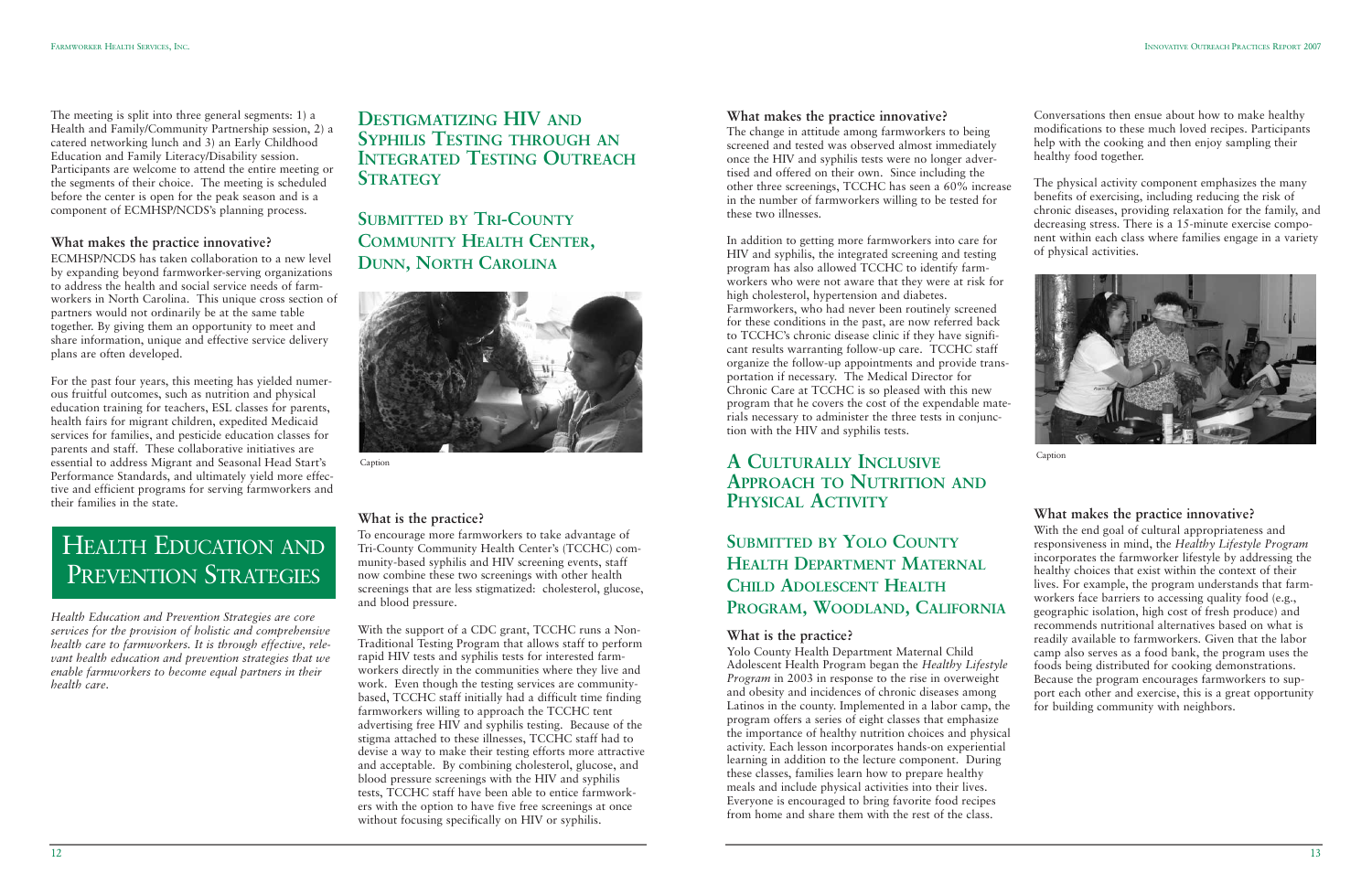The meeting is split into three general segments: 1) a Health and Family/Community Partnership session, 2) a catered networking lunch and 3) an Early Childhood Education and Family Literacy/Disability session. Participants are welcome to attend the entire meeting or the segments of their choice. The meeting is scheduled before the center is open for the peak season and is a component of ECMHSP/NCDS's planning process.

### What makes the practice innovative?

ECMHSP/NCDS has taken collaboration to a new level by expanding beyond farmworker-serving organizations to address the health and social service needs of farmworkers in North Carolina. This unique cross section of partners would not ordinarily be at the same table together. By giving them an opportunity to meet and share information, unique and effective service delivery plans are often developed.

For the past four years, this meeting has yielded numerous fruitful outcomes, such as nutrition and physical education training for teachers, ESL classes for parents, health fairs for migrant children, expedited Medicaid services for families, and pesticide education classes for parents and staff. These collaborative initiatives are essential to address Migrant and Seasonal Head Start's Performance Standards, and ultimately yield more effective and efficient programs for serving farmworkers and their families in the state.

# Health Education and Prevention Strategies

*Health Education and Prevention Strategies are core services for the provision of holistic and comprehensive health care to farmworkers. It is through effective, relevant health education and prevention strategies that we enable farmworkers to become equal partners in their health care.*

## Destigmatizing HIV and Syphilis Testing through an Integrated Testing Outreach Strategy

## Submitted by Tri-County Community Health Center, Dunn, North Carolina

Caption

### What is the practice?

To encourage more farmworkers to take advantage of Tri-County Community Health Center's (TCCHC) community-based syphilis and HIV screening events, staff now combine these two screenings with other health screenings that are less stigmatized: cholesterol, glucose, and blood pressure.

With the support of a CDC grant, TCCHC runs a Non-Traditional Testing Program that allows staff to perform rapid HIV tests and syphilis tests for interested farmworkers directly in the communities where they live and work. Even though the testing services are community-based, TCCHC staff initially had a difficult time finding farmworkers willing to approach the TCCHC tent advertising free HIV and syphilis testing. Because of the stigma attached to these illnesses, TCCHC staff had to devise a way to make their testing efforts more attractive and acceptable. By combining cholesterol, glucose, and blood pressure screenings with the HIV and syphilis tests, TCCHC staff have been able to entice farmworkers with the option to have five free screenings at once without focusing specifically on HIV or syphilis.

### What makes the practice innovative?

The change in attitude among farmworkers to being screened and tested was observed almost immediately once the HIV and syphilis tests were no longer advertised and offered on their own. Since including the other three screenings, TCCHC has seen a 60% increase in the number of farmworkers willing to be tested for these two illnesses.

In addition to getting more farmworkers into care for HIV and syphilis, the integrated screening and testing program has also allowed TCCHC to identify farmworkers who were not aware that they were at risk for high cholesterol, hypertension and diabetes. Farmworkers, who had never been routinely screened for these conditions in the past, are now referred back to TCCHC's chronic disease clinic if they have significant results warranting follow-up care. TCCHC staff organize the follow-up appointments and provide transportation if necessary. The Medical Director for Chronic Care at TCCHC is so pleased with this new program that he covers the cost of the expendable materials necessary to administer the three tests in conjunction with the HIV and syphilis tests.

## A Culturally Inclusive Approach to Nutrition and Physical Activity

## Submitted by Yolo County Health Department Maternal Child Adolescent Health Program, Woodland, California

### What is the practice?

Yolo County Health Department Maternal Child Adolescent Health Program began the *Healthy Lifestyle Program* in 2003 in response to the rise in overweight and obesity and incidences of chronic diseases among Latinos in the county. Implemented in a labor camp, the program offers a series of eight classes that emphasize the importance of healthy nutrition choices and physical activity. Each lesson incorporates hands-on experiential learning in addition to the lecture component. During these classes, families learn how to prepare healthy meals and include physical activities into their lives. Everyone is encouraged to bring favorite food recipes from home and share them with the rest of the class.

Conversations then ensue about how to make healthy modifications to these much loved recipes. Participants help with the cooking and then enjoy sampling their healthy food together.

The physical activity component emphasizes the many benefits of exercising, including reducing the risk of chronic diseases, providing relaxation for the family, and decreasing stress. There is a 15-minute exercise component within each class where families engage in a variety of physical activities.

Caption

### What makes the practice innovative?

With the end goal of cultural appropriateness and responsiveness in mind, the *Healthy Lifestyle Program* incorporates the farmworker lifestyle by addressing the healthy choices that exist within the context of their lives. For example, the program understands that farmworkers face barriers to accessing quality food (e.g., geographic isolation, high cost of fresh produce) and recommends nutritional alternatives based on what is readily available to farmworkers. Given that the labor camp also serves as a food bank, the program uses the foods being distributed for cooking demonstrations. Because the program encourages farmworkers to support each other and exercise, this is a great opportunity for building community with neighbors.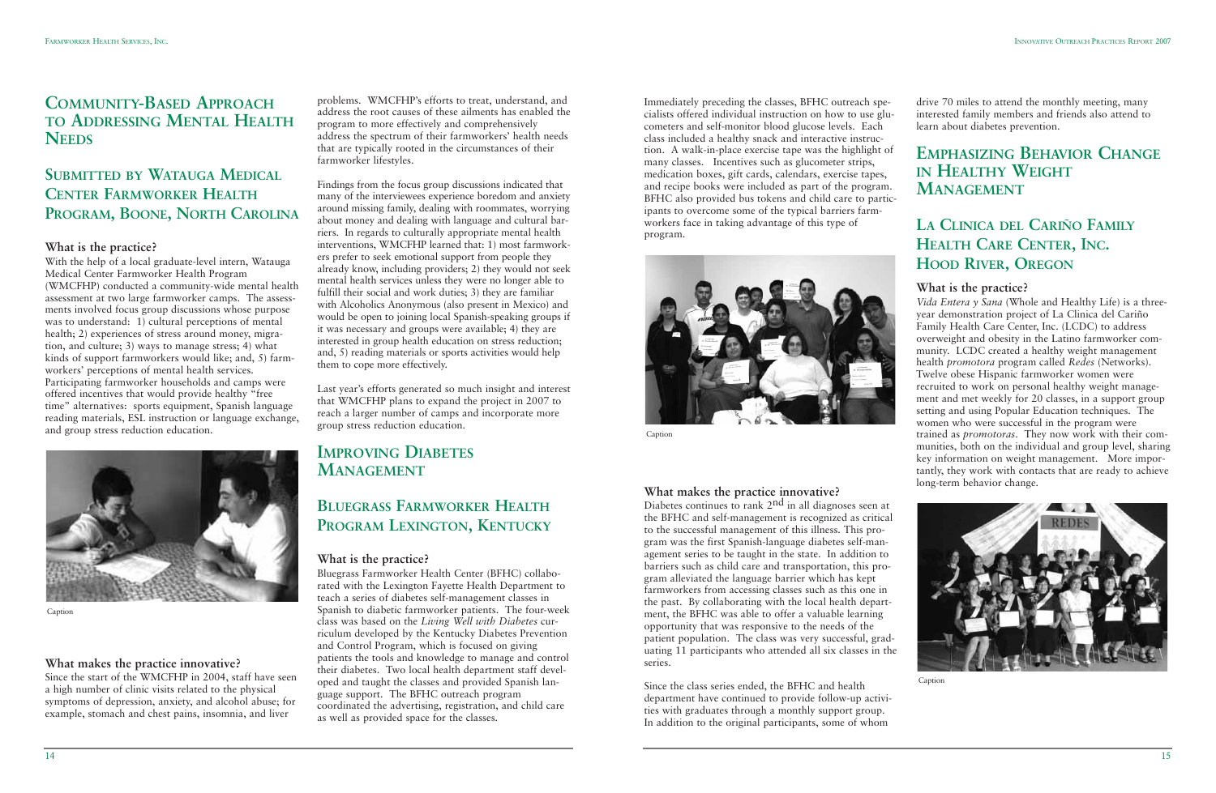## Community-Based Approach to Addressing Mental Health Needs

### Submitted by Watauga Medical Center Farmworker Health Program, Boone, North Carolina

#### What is the practice?

With the help of a local graduate-level intern, Watauga Medical Center Farmworker Health Program (WMCFHP) conducted a community-wide mental health assessment at two large farmworker camps. The assessments involved focus group discussions whose purpose was to understand: 1) cultural perceptions of mental health; 2) experiences of stress around money, migration, and culture; 3) ways to manage stress; 4) what kinds of support farmworkers would like; and, 5) farmworkers' perceptions of mental health services. Participating farmworker households and camps were offered incentives that would provide healthy "free time" alternatives: sports equipment, Spanish language reading materials, ESL instruction or language exchange, and group stress reduction education.

Caption

#### What makes the practice innovative?

Since the start of the WMCFHP in 2004, staff have seen a high number of clinic visits related to the physical symptoms of depression, anxiety, and alcohol abuse; for example, stomach and chest pains, insomnia, and liver problems. WMCFHP's efforts to treat, understand, and address the root causes of these ailments has enabled the program to more effectively and comprehensively address the spectrum of their farmworkers' health needs that are typically rooted in the circumstances of their farmworker lifestyles.

Findings from the focus group discussions indicated that many of the interviewees experience boredom and anxiety around missing family, dealing with roommates, worrying about money and dealing with language and cultural barriers. In regards to culturally appropriate mental health interventions, WMCFHP learned that: 1) most farmworkers prefer to seek emotional support from people they already know, including providers; 2) they would not seek mental health services unless they were no longer able to fulfill their social and work duties; 3) they are familiar with Alcoholics Anonymous (also present in Mexico) and would be open to joining local Spanish-speaking groups if it was necessary and groups were available; 4) they are interested in group health education on stress reduction; and, 5) reading materials or sports activities would help them to cope more effectively.

Last year's efforts generated so much insight and interest that WMCFHP plans to expand the project in 2007 to reach a larger number of camps and incorporate more group stress reduction education.

## Improving Diabetes Management

### Bluegrass Farmworker Health Program Lexington, Kentucky

#### What is the practice?

Bluegrass Farmworker Health Center (BFHC) collaborated with the Lexington Fayette Health Department to teach a series of diabetes self-management classes in Spanish to diabetic farmworker patients. The four-week class was based on the *Living Well with Diabetes* curriculum developed by the Kentucky Diabetes Prevention and Control Program, which is focused on giving patients the tools and knowledge to manage and control their diabetes. Two local health department staff developed and taught the classes and provided Spanish language support. The BFHC outreach program coordinated the advertising, registration, and child care as well as provided space for the classes.

Immediately preceding the classes, BFHC outreach specialists offered individual instruction on how to use glucometers and self-monitor blood glucose levels. Each class included a healthy snack and interactive instruction. A walk-in-place exercise tape was the highlight of many classes. Incentives such as glucometer strips, medication boxes, gift cards, calendars, exercise tapes, and recipe books were included as part of the program. BFHC also provided bus tokens and child care to participants to overcome some of the typical barriers farmworkers face in taking advantage of this type of program.

Caption

#### What makes the practice innovative?

Diabetes continues to rank 2nd in all diagnoses seen at the BFHC and self-management is recognized as critical to the successful management of this illness. This program was the first Spanish-language diabetes self-management series to be taught in the state. In addition to barriers such as child care and transportation, this program alleviated the language barrier which has kept farmworkers from accessing classes such as this one in the past. By collaborating with the local health department, the BFHC was able to offer a valuable learning opportunity that was responsive to the needs of the patient population. The class was very successful, graduating 11 participants who attended all six classes in the series.

Since the class series ended, the BFHC and health department have continued to provide follow-up activities with graduates through a monthly support group. In addition to the original participants, some of whom drive 70 miles to attend the monthly meeting, many interested family members and friends also attend to learn about diabetes prevention.

## Emphasizing Behavior Change in Healthy Weight Management

### La Clinica del Cariño Family Health Care Center, Inc. Hood River, Oregon

#### What is the practice?

*Vida Entera y Sana* (Whole and Healthy Life) is a three-year demonstration project of La Clinica del Cariño Family Health Care Center, Inc. (LCDC) to address overweight and obesity in the Latino farmworker community. LCDC created a healthy weight management health *promotora* program called *Redes* (Networks). Twelve obese Hispanic farmworker women were recruited to work on personal healthy weight management and met weekly for 20 classes, in a support group setting and using Popular Education techniques. The women who were successful in the program were trained as *promotoras*. They now work with their communities, both on the individual and group level, sharing key information on weight management. More importantly, they work with contacts that are ready to achieve long-term behavior change.

Caption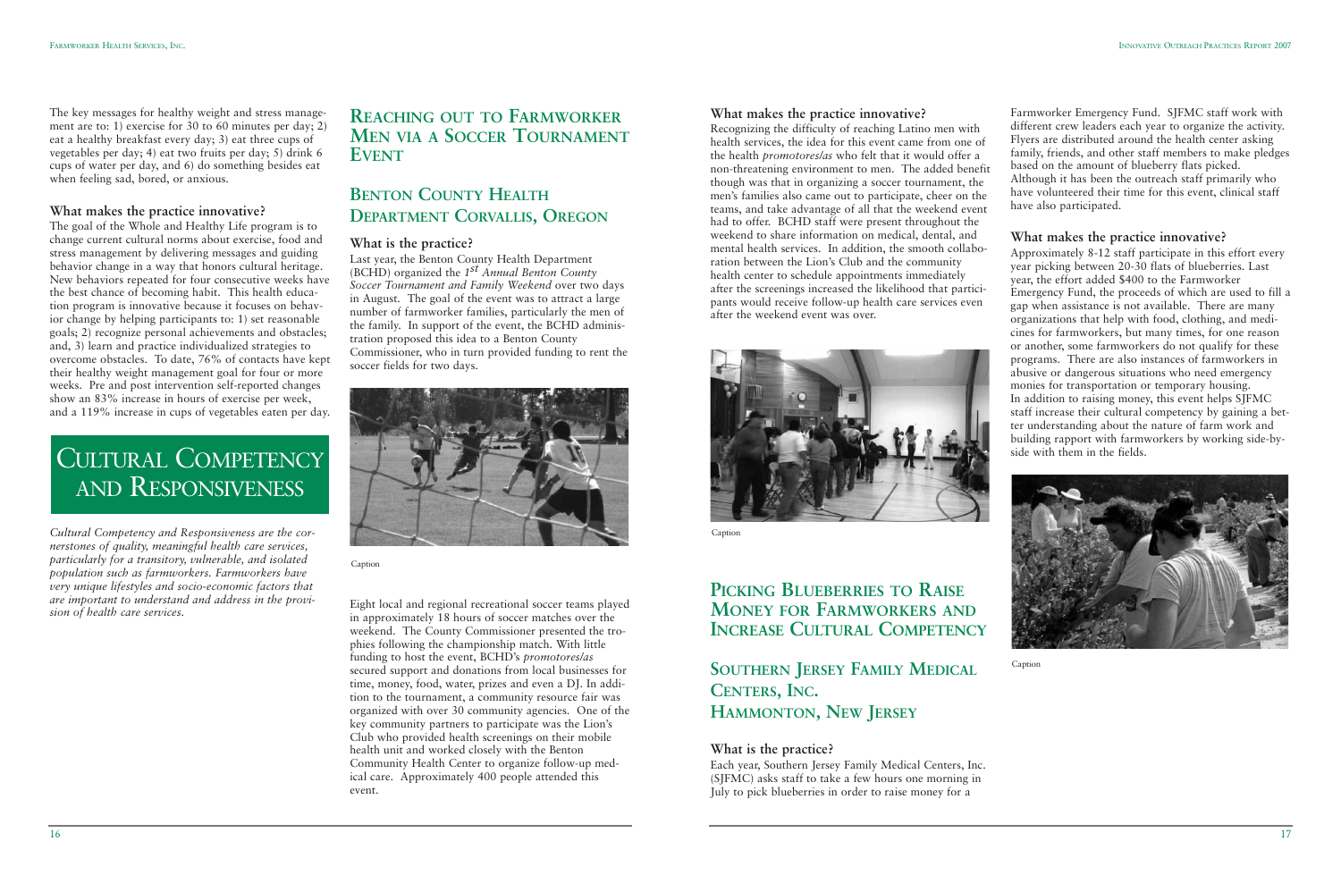The key messages for healthy weight and stress management are to: 1) exercise for 30 to 60 minutes per day; 2) eat a healthy breakfast every day; 3) eat three cups of vegetables per day; 4) eat two fruits per day; 5) drink 6 cups of water per day, and 6) do something besides eat when feeling sad, bored, or anxious.

### What makes the practice innovative?

The goal of the Whole and Healthy Life program is to change current cultural norms about exercise, food and stress management by delivering messages and guiding behavior change in a way that honors cultural heritage. New behaviors repeated for four consecutive weeks have the best chance of becoming habit. This health education program is innovative because it focuses on behavior change by helping participants to: 1) set reasonable goals; 2) recognize personal achievements and obstacles; and, 3) learn and practice individualized strategies to overcome obstacles. To date, 76% of contacts have kept their healthy weight management goal for four or more weeks. Pre and post intervention self-reported changes show an 83% increase in hours of exercise per week, and a 119% increase in cups of vegetables eaten per day.

# Cultural Competency and Responsiveness

*Cultural Competency and Responsiveness are the cornerstones of quality, meaningful health care services, particularly for a transitory, vulnerable, and isolated population such as farmworkers. Farmworkers have very unique lifestyles and socio-economic factors that are important to understand and address in the provision of health care services.*

## Reaching out to Farmworker Men via a Soccer Tournament Event

## Benton County Health Department Corvallis, Oregon

### What is the practice?

Last year, the Benton County Health Department (BCHD) organized the *1st Annual Benton County Soccer Tournament and Family Weekend* over two days in August. The goal of the event was to attract a large number of farmworker families, particularly the men of the family. In support of the event, the BCHD administration proposed this idea to a Benton County Commissioner, who in turn provided funding to rent the soccer fields for two days.

Caption

Eight local and regional recreational soccer teams played in approximately 18 hours of soccer matches over the weekend. The County Commissioner presented the trophies following the championship match. With little funding to host the event, BCHD's *promotores/as* secured support and donations from local businesses for time, money, food, water, prizes and even a DJ. In addition to the tournament, a community resource fair was organized with over 30 community agencies. One of the key community partners to participate was the Lion's Club who provided health screenings on their mobile health unit and worked closely with the Benton Community Health Center to organize follow-up medical care. Approximately 400 people attended this event.

### What makes the practice innovative?

Recognizing the difficulty of reaching Latino men with health services, the idea for this event came from one of the health *promotores/as* who felt that it would offer a non-threatening environment to men. The added benefit though was that in organizing a soccer tournament, the men's families also came out to participate, cheer on the teams, and take advantage of all that the weekend event had to offer. BCHD staff were present throughout the weekend to share information on medical, dental, and mental health services. In addition, the smooth collaboration between the Lion's Club and the community health center to schedule appointments immediately after the screenings increased the likelihood that participants would receive follow-up health care services even after the weekend event was over.

Caption

## Picking Blueberries to Raise Money for Farmworkers and Increase Cultural Competency

## Southern Jersey Family Medical Centers, Inc. Hammonton, New Jersey

### What is the practice?

Each year, Southern Jersey Family Medical Centers, Inc. (SJFMC) asks staff to take a few hours one morning in July to pick blueberries in order to raise money for a Farmworker Emergency Fund. SJFMC staff work with different crew leaders each year to organize the activity. Flyers are distributed around the health center asking family, friends, and other staff members to make pledges based on the amount of blueberry flats picked. Although it has been the outreach staff primarily who have volunteered their time for this event, clinical staff have also participated.

### What makes the practice innovative?

Approximately 8-12 staff participate in this effort every year picking between 20-30 flats of blueberries. Last year, the effort added $400 to the Farmworker Emergency Fund, the proceeds of which are used to fill a gap when assistance is not available. There are many organizations that help with food, clothing, and medicines for farmworkers, but many times, for one reason or another, some farmworkers do not qualify for these programs. There are also instances of farmworkers in abusive or dangerous situations who need emergency monies for transportation or temporary housing. In addition to raising money, this event helps SJFMC staff increase their cultural competency by gaining a better understanding about the nature of farm work and building rapport with farmworkers by working side-by-side with them in the fields.

Caption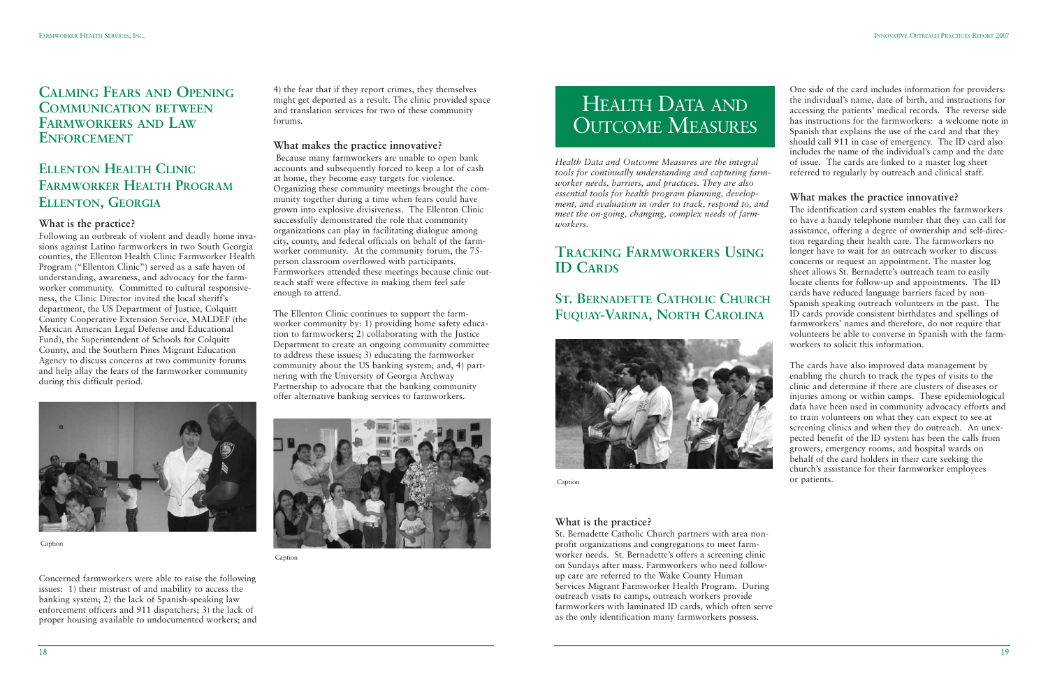# Calming Fears and Opening Communication between Farmworkers and Law Enforcement

## Ellenton Health Clinic Farmworker Health Program Ellenton, Georgia

### What is the practice?

Following an outbreak of violent and deadly home invasions against Latino farmworkers in two South Georgia counties, the Ellenton Health Clinic Farmworker Health Program ("Ellenton Clinic") served as a safe haven of understanding, awareness, and advocacy for the farmworker community. Committed to cultural responsiveness, the Clinic Director invited the local sheriff's department, the US Department of Justice, Colquitt County Cooperative Extension Service, MALDEF (the Mexican American Legal Defense and Educational Fund), the Superintendent of Schools for Colquitt County, and the Southern Pines Migrant Education Agency to discuss concerns at two community forums and help allay the fears of the farmworker community during this difficult period.

Caption

Concerned farmworkers were able to raise the following issues: 1) their mistrust of and inability to access the banking system; 2) the lack of Spanish-speaking law enforcement officers and 911 dispatchers; 3) the lack of proper housing available to undocumented workers; and 4) the fear that if they report crimes, they themselves might get deported as a result. The clinic provided space and translation services for two of these community forums.

### What makes the practice innovative?

Because many farmworkers are unable to open bank accounts and subsequently forced to keep a lot of cash at home, they become easy targets for violence. Organizing these community meetings brought the community together during a time when fears could have grown into explosive divisiveness. The Ellenton Clinic successfully demonstrated the role that community organizations can play in facilitating dialogue among city, county, and federal officials on behalf of the farmworker community. At the community forum, the 75-person classroom overflowed with participants. Farmworkers attended these meetings because clinic outreach staff were effective in making them feel safe enough to attend.

The Ellenton Clinic continues to support the farmworker community by: 1) providing home safety education to farmworkers; 2) collaborating with the Justice Department to create an ongoing community committee to address these issues; 3) educating the farmworker community about the US banking system; and, 4) partnering with the University of Georgia Archway Partnership to advocate that the banking community offer alternative banking services to farmworkers.

Caption

# Health Data and Outcome Measures

*Health Data and Outcome Measures are the integral tools for continually understanding and capturing farmworker needs, barriers, and practices. They are also essential tools for health program planning, development, and evaluation in order to track, respond to, and meet the on-going, changing, complex needs of farmworkers.*

# Tracking Farmworkers Using ID Cards

## St. Bernadette Catholic Church Fuquay-Varina, North Carolina

Caption

### What is the practice?

St. Bernadette Catholic Church partners with area nonprofit organizations and congregations to meet farmworker needs. St. Bernadette's offers a screening clinic on Sundays after mass. Farmworkers who need follow-up care are referred to the Wake County Human Services Migrant Farmworker Health Program. During outreach visits to camps, outreach workers provide farmworkers with laminated ID cards, which often serve as the only identification many farmworkers possess.

One side of the card includes information for providers: the individual's name, date of birth, and instructions for accessing the patients' medical records. The reverse side has instructions for the farmworkers: a welcome note in Spanish that explains the use of the card and that they should call 911 in case of emergency. The ID card also includes the name of the individual's camp and the date of issue. The cards are linked to a master log sheet referred to regularly by outreach and clinical staff.

### What makes the practice innovative?

The identification card system enables the farmworkers to have a handy telephone number that they can call for assistance, offering a degree of ownership and self-direction regarding their health care. The farmworkers no longer have to wait for an outreach worker to discuss concerns or request an appointment. The master log sheet allows St. Bernadette's outreach team to easily locate clients for follow-up and appointments. The ID cards have reduced language barriers faced by non-Spanish speaking outreach volunteers in the past. The ID cards provide consistent birthdates and spellings of farmworkers' names and therefore, do not require that volunteers be able to converse in Spanish with the farmworkers to solicit this information.

The cards have also improved data management by enabling the church to track the types of visits to the clinic and determine if there are clusters of diseases or injuries among or within camps. These epidemiological data have been used in community advocacy efforts and to train volunteers on what they can expect to see at screening clinics and when they do outreach. An unexpected benefit of the ID system has been the calls from growers, emergency rooms, and hospital wards on behalf of the card holders in their care seeking the church's assistance for their farmworker employees or patients.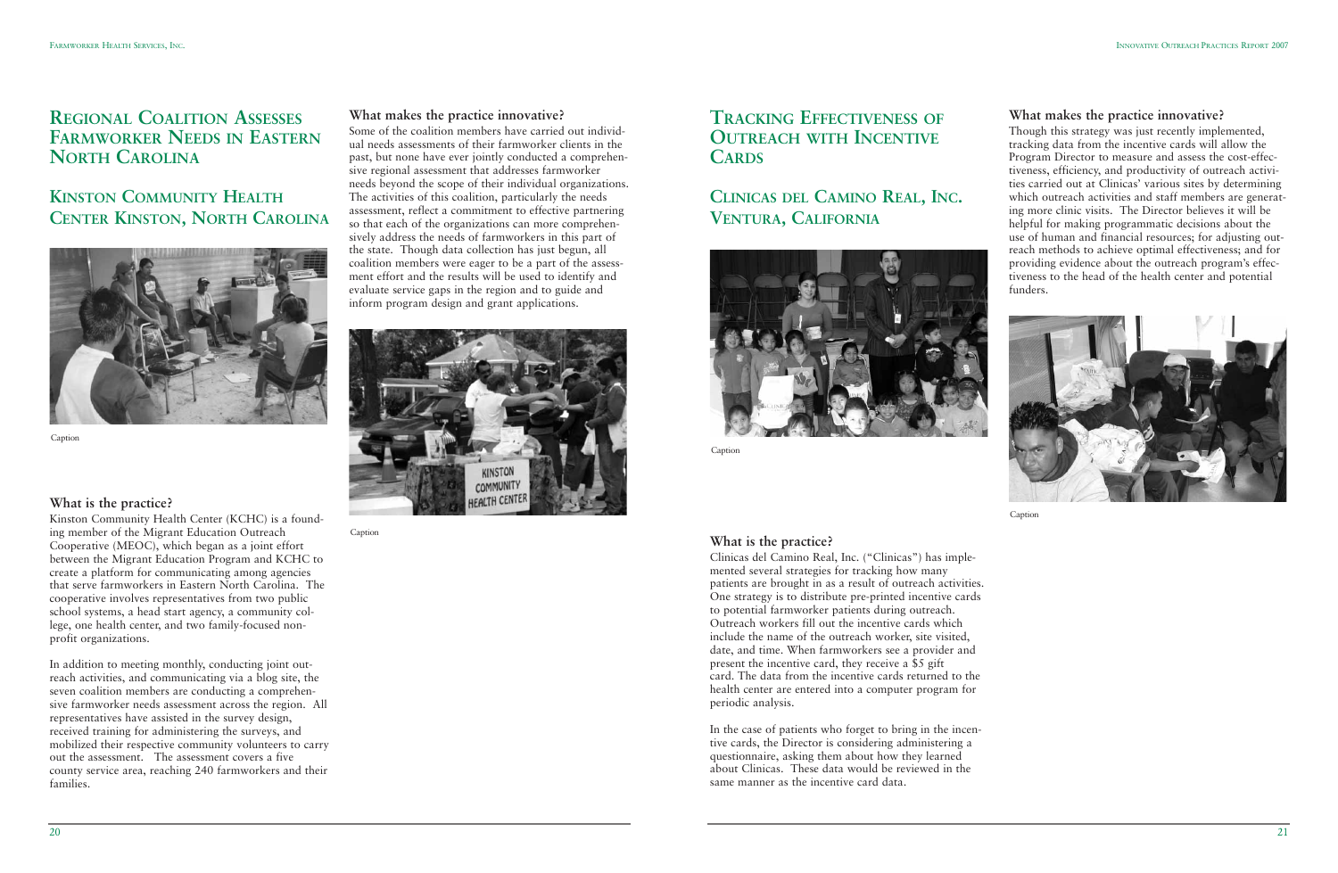# Regional Coalition Assesses Farmworker Needs in Eastern North Carolina

## Kinston Community Health Center Kinston, North Carolina

Caption

### What is the practice?

Kinston Community Health Center (KCHC) is a founding member of the Migrant Education Outreach Cooperative (MEOC), which began as a joint effort between the Migrant Education Program and KCHC to create a platform for communicating among agencies that serve farmworkers in Eastern North Carolina. The cooperative involves representatives from two public school systems, a head start agency, a community college, one health center, and two family-focused nonprofit organizations.

In addition to meeting monthly, conducting joint outreach activities, and communicating via a blog site, the seven coalition members are conducting a comprehensive farmworker needs assessment across the region. All representatives have assisted in the survey design, received training for administering the surveys, and mobilized their respective community volunteers to carry out the assessment. The assessment covers a five county service area, reaching 240 farmworkers and their families.

### What makes the practice innovative?

Some of the coalition members have carried out individual needs assessments of their farmworker clients in the past, but none have ever jointly conducted a comprehensive regional assessment that addresses farmworker needs beyond the scope of their individual organizations. The activities of this coalition, particularly the needs assessment, reflect a commitment to effective partnering so that each of the organizations can more comprehensively address the needs of farmworkers in this part of the state. Though data collection has just begun, all coalition members were eager to be a part of the assessment effort and the results will be used to identify and evaluate service gaps in the region and to guide and inform program design and grant applications.

Caption

# Tracking Effectiveness of Outreach with Incentive Cards

## Clinicas del Camino Real, Inc. Ventura, California

Caption

### What is the practice?

Clinicas del Camino Real, Inc. ("Clinicas") has implemented several strategies for tracking how many patients are brought in as a result of outreach activities. One strategy is to distribute pre-printed incentive cards to potential farmworker patients during outreach. Outreach workers fill out the incentive cards which include the name of the outreach worker, site visited, date, and time. When farmworkers see a provider and present the incentive card, they receive a $5 gift card. The data from the incentive cards returned to the health center are entered into a computer program for periodic analysis.

In the case of patients who forget to bring in the incentive cards, the Director is considering administering a questionnaire, asking them about how they learned about Clinicas. These data would be reviewed in the same manner as the incentive card data.

### What makes the practice innovative?

Though this strategy was just recently implemented, tracking data from the incentive cards will allow the Program Director to measure and assess the cost-effectiveness, efficiency, and productivity of outreach activities carried out at Clinicas' various sites by determining which outreach activities and staff members are generating more clinic visits. The Director believes it will be helpful for making programmatic decisions about the use of human and financial resources; for adjusting outreach methods to achieve optimal effectiveness; and for providing evidence about the outreach program's effectiveness to the head of the health center and potential funders.

Caption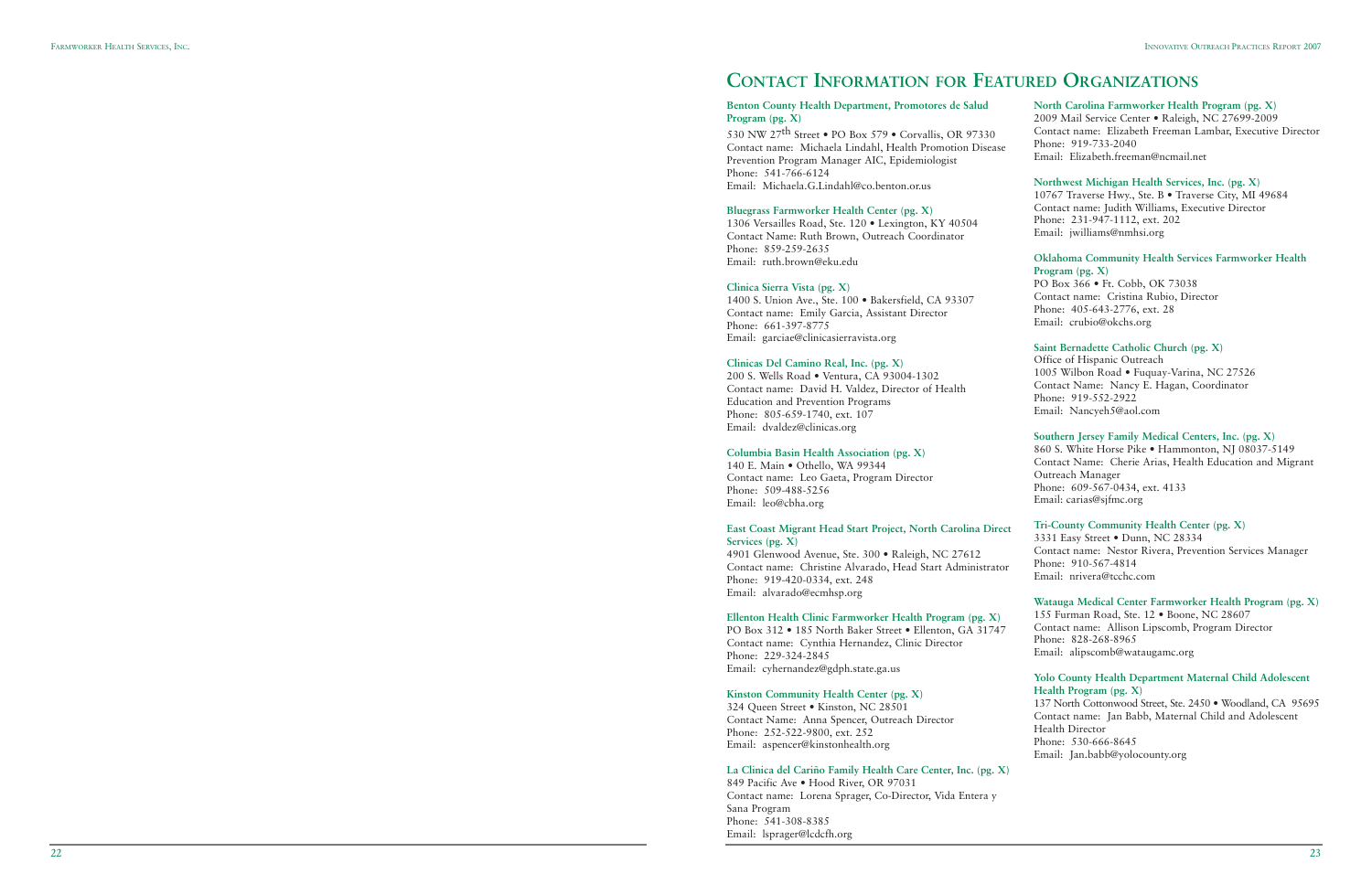# Contact Information for Featured Organizations

**Benton County Health Department, Promotores de Salud Program (pg. X)**
530 NW 27th Street • PO Box 579 • Corvallis, OR 97330
Contact name: Michaela Lindahl, Health Promotion Disease Prevention Program Manager AIC, Epidemiologist
Phone: 541-766-6124
Email: Michaela.G.Lindahl@co.benton.or.us

**Bluegrass Farmworker Health Center (pg. X)**
1306 Versailles Road, Ste. 120 • Lexington, KY 40504
Contact Name: Ruth Brown, Outreach Coordinator
Phone: 859-259-2635
Email: ruth.brown@eku.edu

**Clinica Sierra Vista (pg. X)**
1400 S. Union Ave., Ste. 100 • Bakersfield, CA 93307
Contact name: Emily Garcia, Assistant Director
Phone: 661-397-8775
Email: garciae@clinicasierravista.org

**Clinicas Del Camino Real, Inc. (pg. X)**
200 S. Wells Road • Ventura, CA 93004-1302
Contact name: David H. Valdez, Director of Health Education and Prevention Programs
Phone: 805-659-1740, ext. 107
Email: dvaldez@clinicas.org

**Columbia Basin Health Association (pg. X)**
140 E. Main • Othello, WA 99344
Contact name: Leo Gaeta, Program Director
Phone: 509-488-5256
Email: leo@cbha.org

**East Coast Migrant Head Start Project, North Carolina Direct Services (pg. X)**
4901 Glenwood Avenue, Ste. 300 • Raleigh, NC 27612
Contact name: Christine Alvarado, Head Start Administrator
Phone: 919-420-0334, ext. 248
Email: alvarado@ecmhsp.org

**Ellenton Health Clinic Farmworker Health Program (pg. X)**
PO Box 312 • 185 North Baker Street • Ellenton, GA 31747
Contact name: Cynthia Hernandez, Clinic Director
Phone: 229-324-2845
Email: cyhernandez@gdph.state.ga.us

**Kinston Community Health Center (pg. X)**
324 Queen Street • Kinston, NC 28501
Contact Name: Anna Spencer, Outreach Director
Phone: 252-522-9800, ext. 252
Email: aspencer@kinstonhealth.org

**La Clinica del Cariño Family Health Care Center, Inc. (pg. X)**
849 Pacific Ave • Hood River, OR 97031
Contact name: Lorena Sprager, Co-Director, Vida Entera y Sana Program
Phone: 541-308-8385
Email: lsprager@lcdcfh.org

**North Carolina Farmworker Health Program (pg. X)**
2009 Mail Service Center • Raleigh, NC 27699-2009
Contact name: Elizabeth Freeman Lambar, Executive Director
Phone: 919-733-2040
Email: Elizabeth.freeman@ncmail.net

**Northwest Michigan Health Services, Inc. (pg. X)**
10767 Traverse Hwy., Ste. B • Traverse City, MI 49684
Contact name: Judith Williams, Executive Director
Phone: 231-947-1112, ext. 202
Email: jwilliams@nmhsi.org

**Oklahoma Community Health Services Farmworker Health Program (pg. X)**
PO Box 366 • Ft. Cobb, OK 73038
Contact name: Cristina Rubio, Director
Phone: 405-643-2776, ext. 28
Email: crubio@okchs.org

**Saint Bernadette Catholic Church (pg. X)**
Office of Hispanic Outreach
1005 Wilbon Road • Fuquay-Varina, NC 27526
Contact Name: Nancy E. Hagan, Coordinator
Phone: 919-552-2922
Email: Nancyeh5@aol.com

**Southern Jersey Family Medical Centers, Inc. (pg. X)**
860 S. White Horse Pike • Hammonton, NJ 08037-5149
Contact Name: Cherie Arias, Health Education and Migrant Outreach Manager
Phone: 609-567-0434, ext. 4133
Email: carias@sjfmc.org

**Tri-County Community Health Center (pg. X)**
3331 Easy Street • Dunn, NC 28334
Contact name: Nestor Rivera, Prevention Services Manager
Phone: 910-567-4814
Email: nrivera@tcchc.com

**Watauga Medical Center Farmworker Health Program (pg. X)**
155 Furman Road, Ste. 12 • Boone, NC 28607
Contact name: Allison Lipscomb, Program Director
Phone: 828-268-8965
Email: alipscomb@wataugamc.org

**Yolo County Health Department Maternal Child Adolescent Health Program (pg. X)**
137 North Cottonwood Street, Ste. 2450 • Woodland, CA 95695
Contact name: Jan Babb, Maternal Child and Adolescent Health Director
Phone: 530-666-8645
Email: Jan.babb@yolocounty.org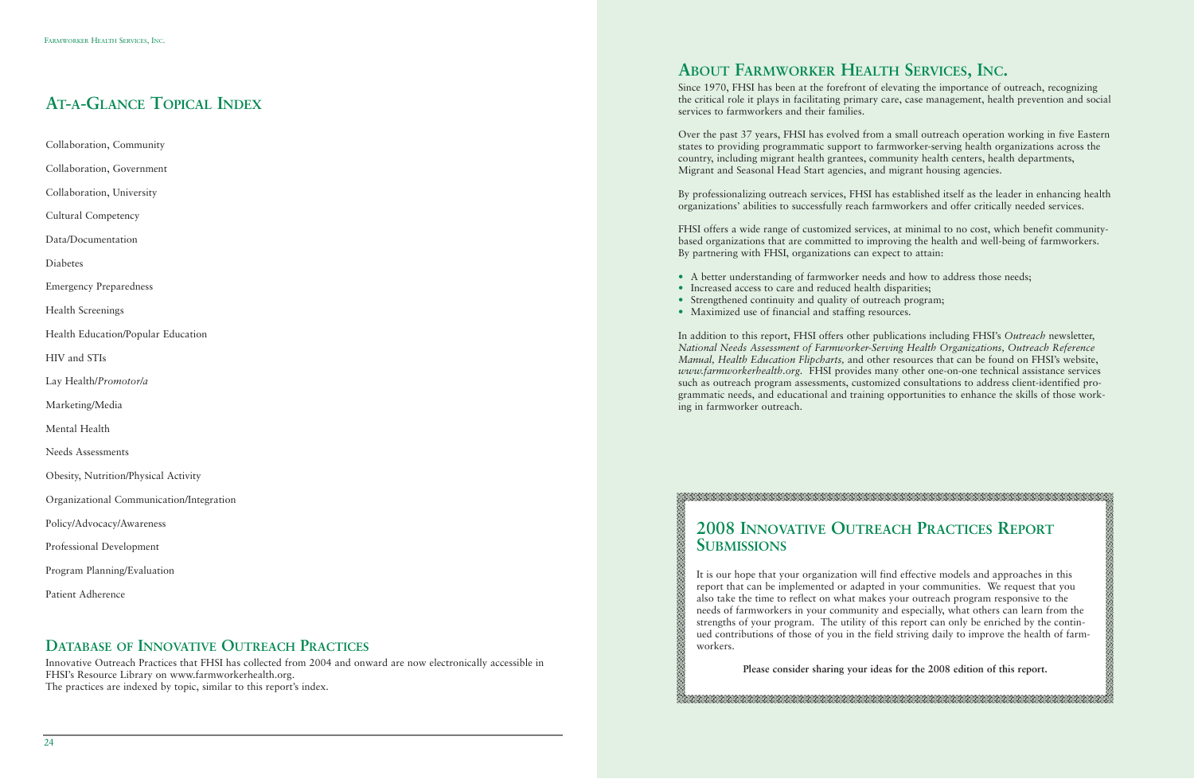## At-a-Glance Topical Index

Collaboration, Community

Collaboration, Government

Collaboration, University

Cultural Competency

Data/Documentation

Diabetes

Emergency Preparedness

Health Screenings

Health Education/Popular Education

HIV and STIs

Lay Health/*Promotor/a*

Marketing/Media

Mental Health

Needs Assessments

Obesity, Nutrition/Physical Activity

Organizational Communication/Integration

Policy/Advocacy/Awareness

Professional Development

Program Planning/Evaluation

Patient Adherence

## Database of Innovative Outreach Practices

Innovative Outreach Practices that FHSI has collected from 2004 and onward are now electronically accessible in FHSI's Resource Library on www.farmworkerhealth.org.
The practices are indexed by topic, similar to this report's index.

## About Farmworker Health Services, Inc.

Since 1970, FHSI has been at the forefront of elevating the importance of outreach, recognizing the critical role it plays in facilitating primary care, case management, health prevention and social services to farmworkers and their families.

Over the past 37 years, FHSI has evolved from a small outreach operation working in five Eastern states to providing programmatic support to farmworker-serving health organizations across the country, including migrant health grantees, community health centers, health departments, Migrant and Seasonal Head Start agencies, and migrant housing agencies.

By professionalizing outreach services, FHSI has established itself as the leader in enhancing health organizations' abilities to successfully reach farmworkers and offer critically needed services.

FHSI offers a wide range of customized services, at minimal to no cost, which benefit community-based organizations that are committed to improving the health and well-being of farmworkers. By partnering with FHSI, organizations can expect to attain:

- A better understanding of farmworker needs and how to address those needs;
- Increased access to care and reduced health disparities;
- Strengthened continuity and quality of outreach program;
- Maximized use of financial and staffing resources.

In addition to this report, FHSI offers other publications including FHSI's *Outreach* newsletter, *National Needs Assessment of Farmworker-Serving Health Organizations, Outreach Reference Manual, Health Education Flipcharts,* and other resources that can be found on FHSI's website, *www.farmworkerhealth.org*. FHSI provides many other one-on-one technical assistance services such as outreach program assessments, customized consultations to address client-identified programmatic needs, and educational and training opportunities to enhance the skills of those working in farmworker outreach.

## 2008 Innovative Outreach Practices Report Submissions

It is our hope that your organization will find effective models and approaches in this report that can be implemented or adapted in your communities. We request that you also take the time to reflect on what makes your outreach program responsive to the needs of farmworkers in your community and especially, what others can learn from the strengths of your program. The utility of this report can only be enriched by the continued contributions of those of you in the field striving daily to improve the health of farmworkers.

**Please consider sharing your ideas for the 2008 edition of this report.**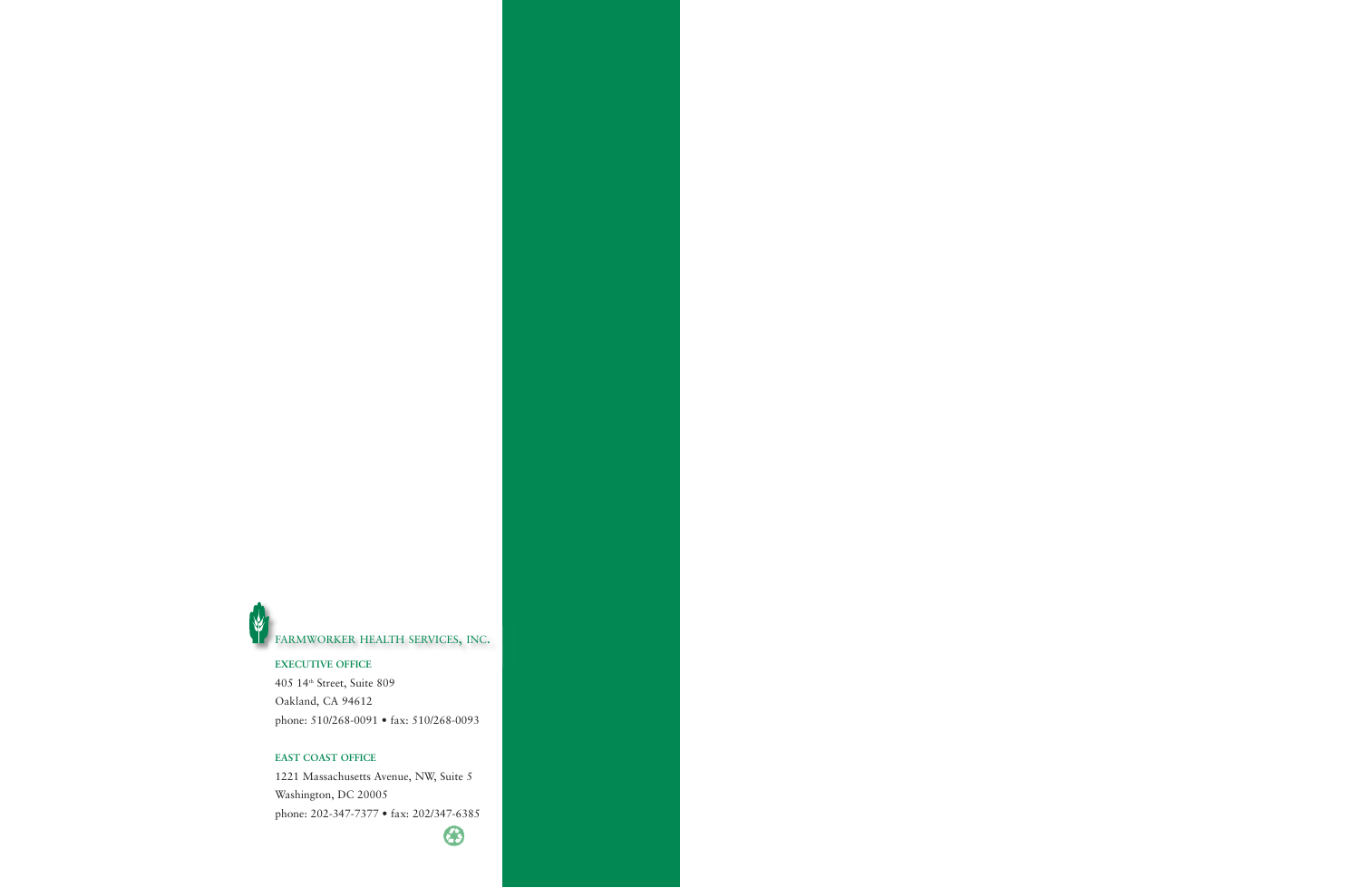FARMWORKER HEALTH SERVICES, INC.

**EXECUTIVE OFFICE**

405 14th Street, Suite 809

Oakland, CA 94612

phone: 510/268-0091 • fax: 510/268-0093

**EAST COAST OFFICE**

1221 Massachusetts Avenue, NW, Suite 5

Washington, DC 20005

phone: 202-347-7377 • fax: 202/347-6385